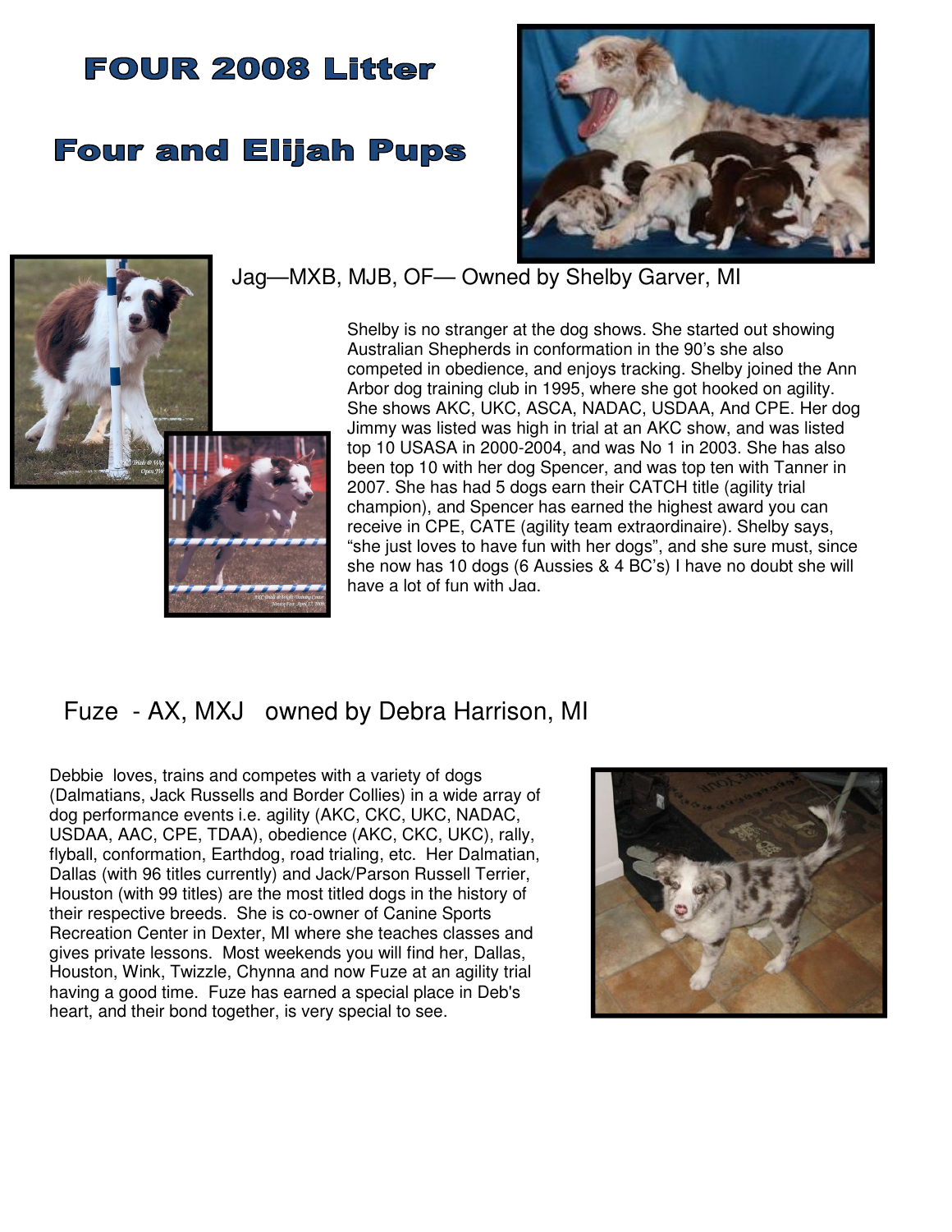# FOUR 2008 Litter

# Four and Elijah Pups

## Jag—MXB, MJB, OF— Owned by Shelby Garver, MI

Shelby is no stranger at the dog shows. She started out showing Australian Shepherds in conformation in the 90's she also competed in obedience, and enjoys tracking. Shelby joined the Ann Arbor dog training club in 1995, where she got hooked on agility. She shows AKC, UKC, ASCA, NADAC, USDAA, And CPE. Her dog Jimmy was listed was high in trial at an AKC show, and was listed top 10 USASA in 2000-2004, and was No 1 in 2003. She has also been top 10 with her dog Spencer, and was top ten with Tanner in 2007. She has had 5 dogs earn their CATCH title (agility trial champion), and Spencer has earned the highest award you can receive in CPE, CATE (agility team extraordinaire). Shelby says, "she just loves to have fun with her dogs", and she sure must, since she now has 10 dogs (6 Aussies & 4 BC's) I have no doubt she will have a lot of fun with Jag.

## Fuze - AX, MXJ owned by Debra Harrison, MI

Debbie loves, trains and competes with a variety of dogs (Dalmatians, Jack Russells and Border Collies) in a wide array of dog performance events i.e. agility (AKC, CKC, UKC, NADAC, USDAA, AAC, CPE, TDAA), obedience (AKC, CKC, UKC), rally, flyball, conformation, Earthdog, road trialing, etc. Her Dalmatian, Dallas (with 96 titles currently) and Jack/Parson Russell Terrier, Houston (with 99 titles) are the most titled dogs in the history of their respective breeds. She is co-owner of Canine Sports Recreation Center in Dexter, MI where she teaches classes and gives private lessons. Most weekends you will find her, Dallas, Houston, Wink, Twizzle, Chynna and now Fuze at an agility trial having a good time. Fuze has earned a special place in Deb's heart, and their bond together, is very special to see.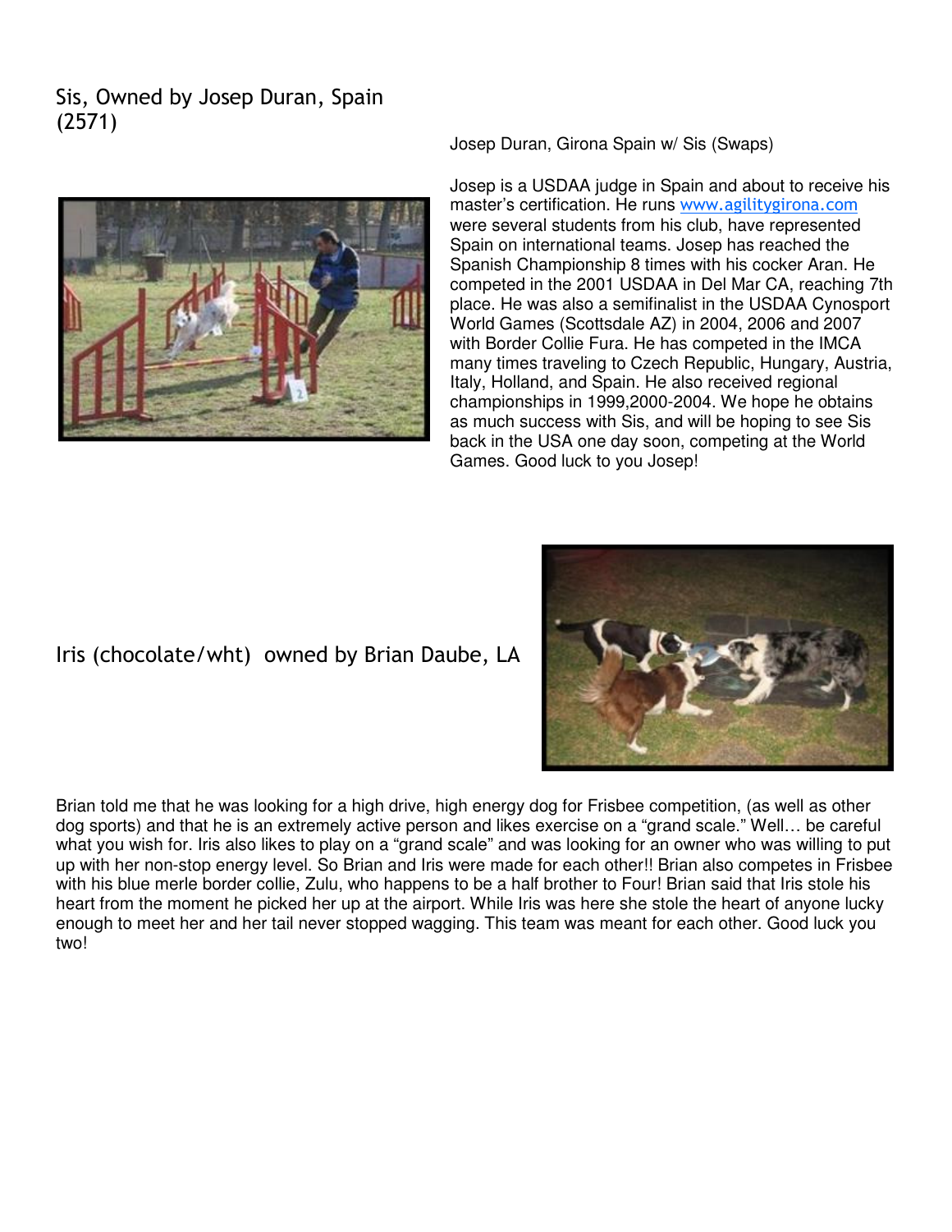## Sis, Owned by Josep Duran, Spain (2571)

Josep Duran, Girona Spain w/ Sis (Swaps)

Josep is a USDAA judge in Spain and about to receive his master's certification. He runs www.agilitygirona.com were several students from his club, have represented Spain on international teams. Josep has reached the Spanish Championship 8 times with his cocker Aran. He competed in the 2001 USDAA in Del Mar CA, reaching 7th place. He was also a semifinalist in the USDAA Cynosport World Games (Scottsdale AZ) in 2004, 2006 and 2007 with Border Collie Fura. He has competed in the IMCA many times traveling to Czech Republic, Hungary, Austria, Italy, Holland, and Spain. He also received regional championships in 1999,2000-2004. We hope he obtains as much success with Sis, and will be hoping to see Sis back in the USA one day soon, competing at the World Games. Good luck to you Josep!

## Iris (chocolate/wht) owned by Brian Daube, LA

Brian told me that he was looking for a high drive, high energy dog for Frisbee competition, (as well as other dog sports) and that he is an extremely active person and likes exercise on a "grand scale." Well… be careful what you wish for. Iris also likes to play on a "grand scale" and was looking for an owner who was willing to put up with her non-stop energy level. So Brian and Iris were made for each other!! Brian also competes in Frisbee with his blue merle border collie, Zulu, who happens to be a half brother to Four! Brian said that Iris stole his heart from the moment he picked her up at the airport. While Iris was here she stole the heart of anyone lucky enough to meet her and her tail never stopped wagging. This team was meant for each other. Good luck you two!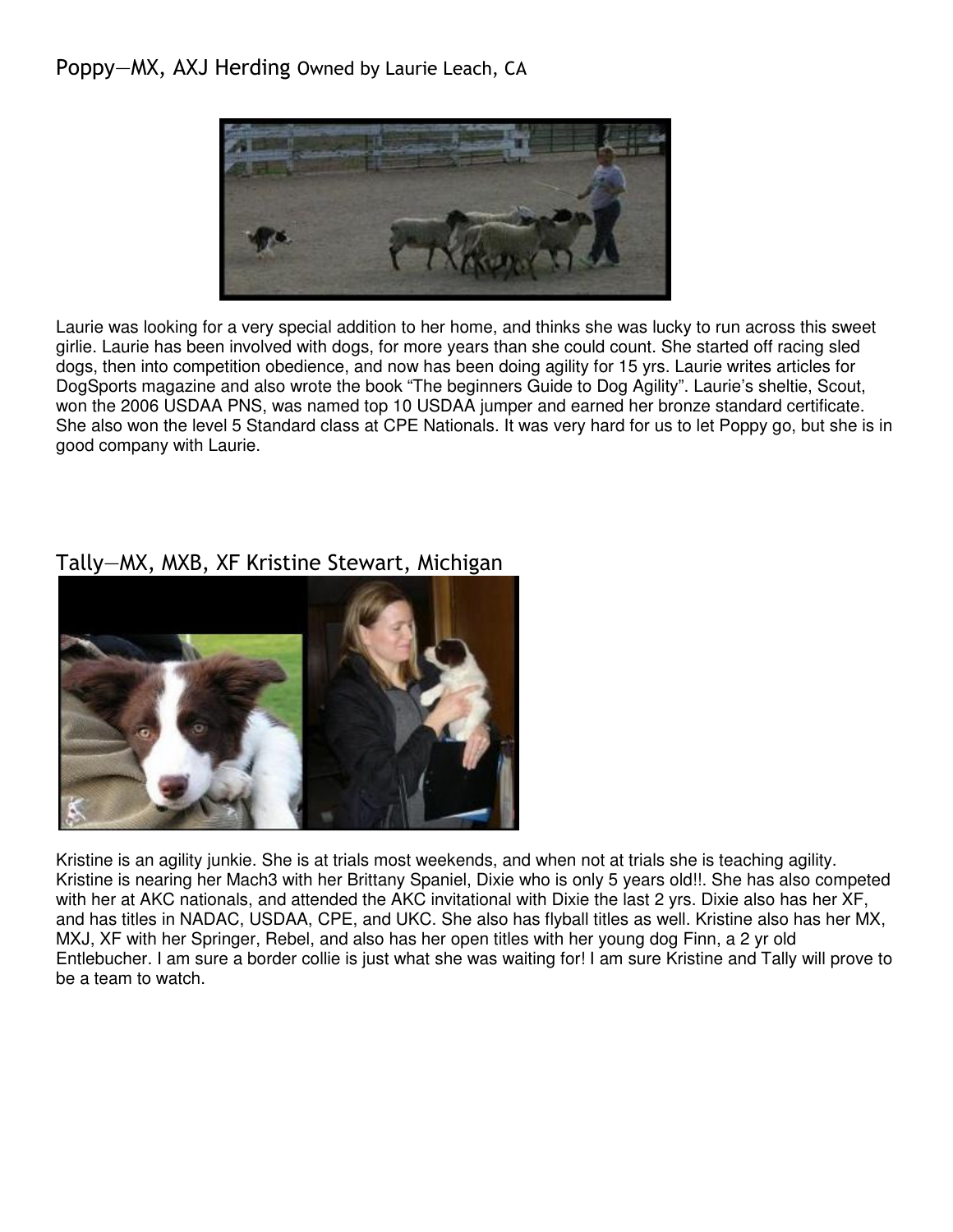## Poppy—MX, AXJ Herding Owned by Laurie Leach, CA

Laurie was looking for a very special addition to her home, and thinks she was lucky to run across this sweet girlie. Laurie has been involved with dogs, for more years than she could count. She started off racing sled dogs, then into competition obedience, and now has been doing agility for 15 yrs. Laurie writes articles for DogSports magazine and also wrote the book "The beginners Guide to Dog Agility". Laurie's sheltie, Scout, won the 2006 USDAA PNS, was named top 10 USDAA jumper and earned her bronze standard certificate. She also won the level 5 Standard class at CPE Nationals. It was very hard for us to let Poppy go, but she is in good company with Laurie.

## Tally—MX, MXB, XF Kristine Stewart, Michigan

Kristine is an agility junkie. She is at trials most weekends, and when not at trials she is teaching agility. Kristine is nearing her Mach3 with her Brittany Spaniel, Dixie who is only 5 years old!!. She has also competed with her at AKC nationals, and attended the AKC invitational with Dixie the last 2 yrs. Dixie also has her XF, and has titles in NADAC, USDAA, CPE, and UKC. She also has flyball titles as well. Kristine also has her MX, MXJ, XF with her Springer, Rebel, and also has her open titles with her young dog Finn, a 2 yr old Entlebucher. I am sure a border collie is just what she was waiting for! I am sure Kristine and Tally will prove to be a team to watch.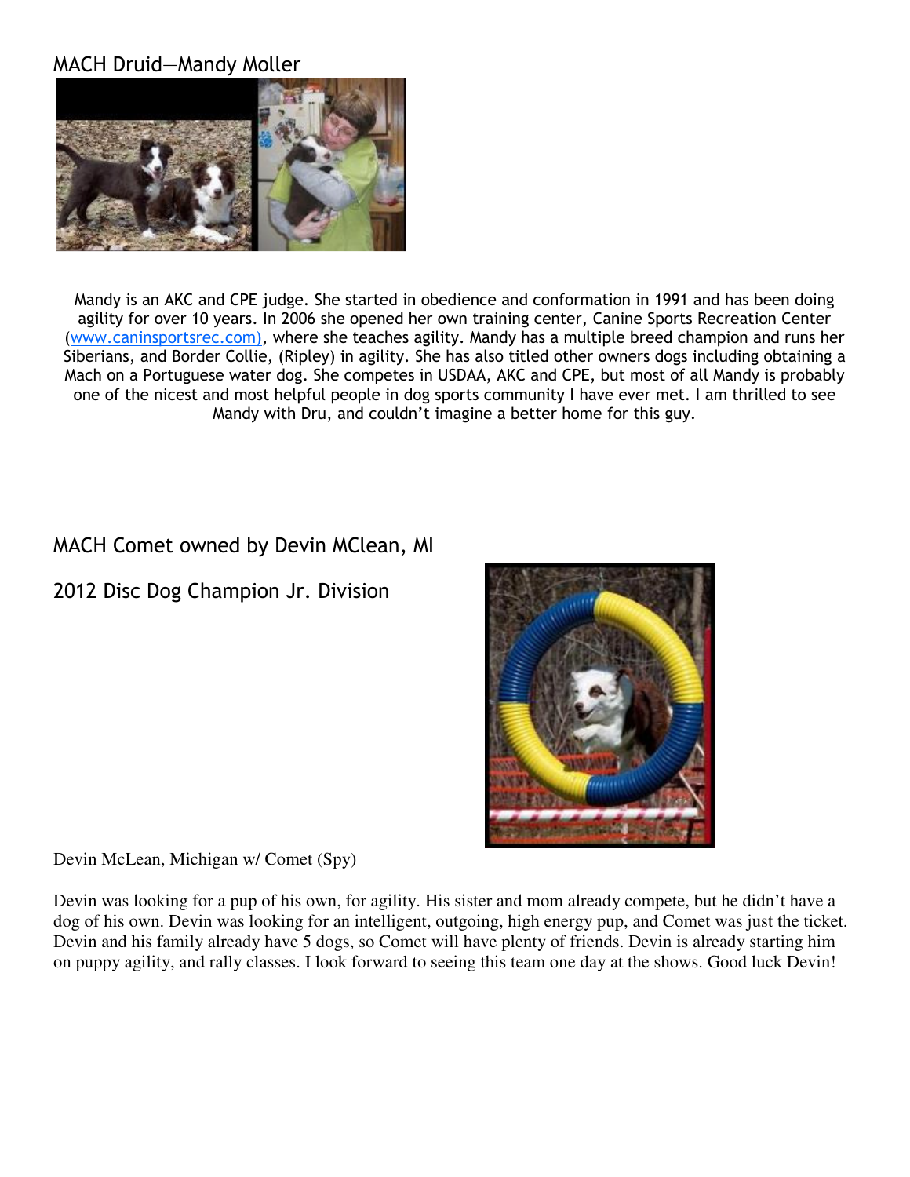## MACH Druid—Mandy Moller

Mandy is an AKC and CPE judge. She started in obedience and conformation in 1991 and has been doing agility for over 10 years. In 2006 she opened her own training center, Canine Sports Recreation Center (www.caninsportsrec.com), where she teaches agility. Mandy has a multiple breed champion and runs her Siberians, and Border Collie, (Ripley) in agility. She has also titled other owners dogs including obtaining a Mach on a Portuguese water dog. She competes in USDAA, AKC and CPE, but most of all Mandy is probably one of the nicest and most helpful people in dog sports community I have ever met. I am thrilled to see Mandy with Dru, and couldn't imagine a better home for this guy.

## MACH Comet owned by Devin MClean, MI

## 2012 Disc Dog Champion Jr. Division

Devin McLean, Michigan w/ Comet (Spy)

Devin was looking for a pup of his own, for agility. His sister and mom already compete, but he didn't have a dog of his own. Devin was looking for an intelligent, outgoing, high energy pup, and Comet was just the ticket. Devin and his family already have 5 dogs, so Comet will have plenty of friends. Devin is already starting him on puppy agility, and rally classes. I look forward to seeing this team one day at the shows. Good luck Devin!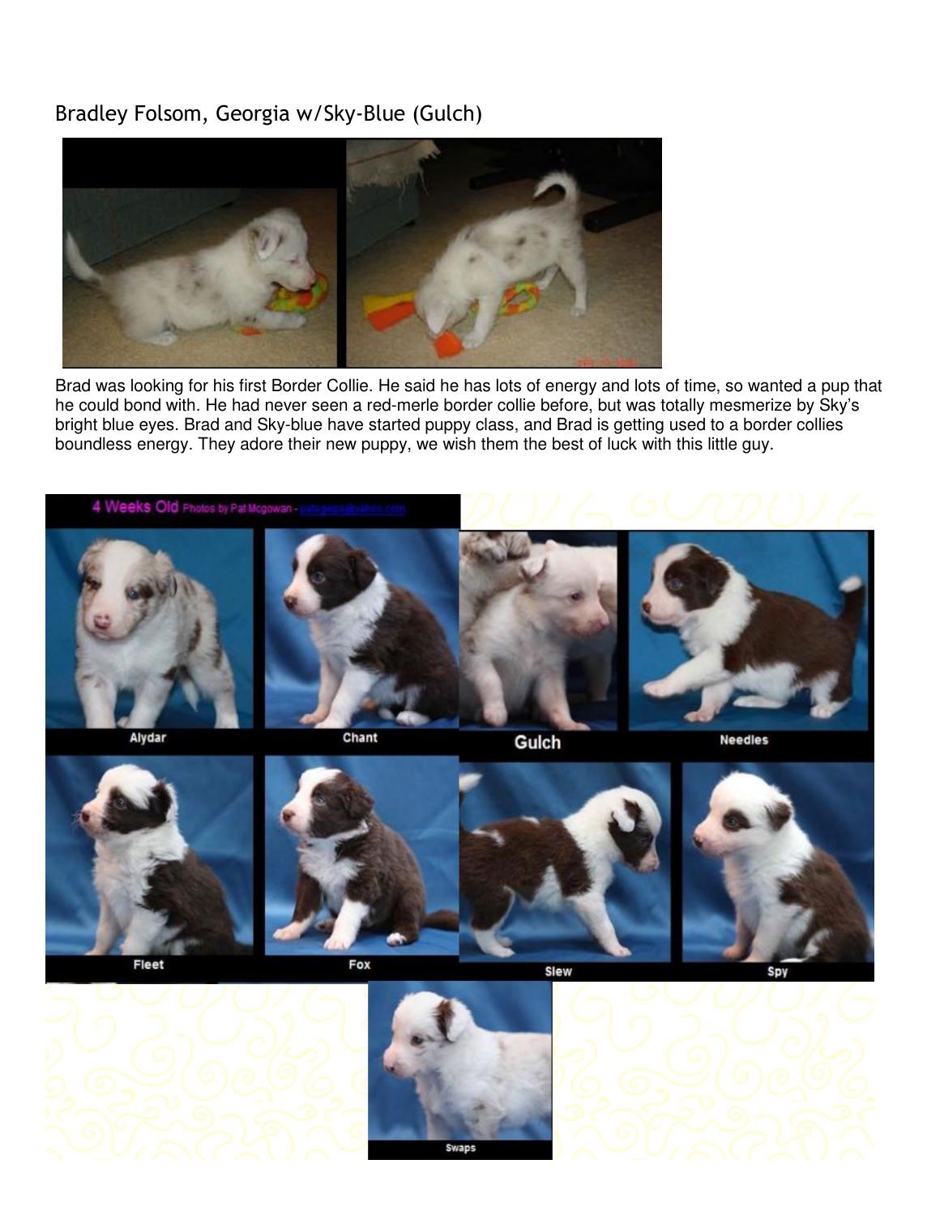Bradley Folsom, Georgia w/Sky-Blue (Gulch)

Brad was looking for his first Border Collie. He said he has lots of energy and lots of time, so wanted a pup that he could bond with. He had never seen a red-merle border collie before, but was totally mesmerize by Sky's bright blue eyes. Brad and Sky-blue have started puppy class, and Brad is getting used to a border collies boundless energy. They adore their new puppy, we wish them the best of luck with this little guy.

4 Weeks Old Photos by Pat Mcgowan -

Alydar

Chant

Gulch

Needles

Fleet

Fox

Slew

Spy

Swaps